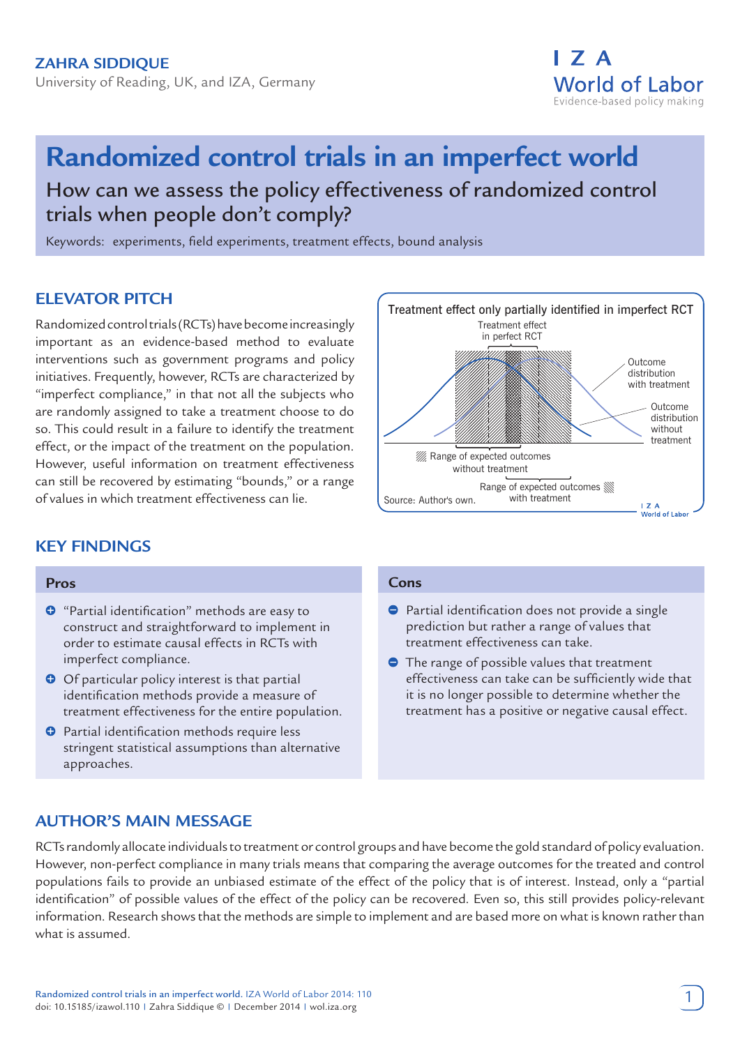ZAHRA SIDDIQUE

University of Reading, UK, and IZA, Germany

# Randomized control trials in an imperfect world

## How can we assess the policy effectiveness of randomized control trials when people don't comply?

Keywords: experiments, field experiments, treatment effects, bound analysis

## ELEVATOR PITCH

Randomized control trials (RCTs) have become increasingly important as an evidence-based method to evaluate interventions such as government programs and policy initiatives. Frequently, however, RCTs are characterized by "imperfect compliance," in that not all the subjects who are randomly assigned to take a treatment choose to do so. This could result in a failure to identify the treatment effect, or the impact of the treatment on the population. However, useful information on treatment effectiveness can still be recovered by estimating "bounds," or a range of values in which treatment effectiveness can lie.

Treatment effect only partially identified in imperfect RCT

Treatment effect in perfect RCT

Outcome distribution with treatment

Outcome distribution without treatment

Range of expected outcomes without treatment

Range of expected outcomes with treatment

Source: Author's own.

## KEY FINDINGS

### Pros

- "Partial identification" methods are easy to construct and straightforward to implement in order to estimate causal effects in RCTs with imperfect compliance.
- Of particular policy interest is that partial identification methods provide a measure of treatment effectiveness for the entire population.
- Partial identification methods require less stringent statistical assumptions than alternative approaches.

### Cons

- Partial identification does not provide a single prediction but rather a range of values that treatment effectiveness can take.
- The range of possible values that treatment effectiveness can take can be sufficiently wide that it is no longer possible to determine whether the treatment has a positive or negative causal effect.

## AUTHOR'S MAIN MESSAGE

RCTs randomly allocate individuals to treatment or control groups and have become the gold standard of policy evaluation. However, non-perfect compliance in many trials means that comparing the average outcomes for the treated and control populations fails to provide an unbiased estimate of the effect of the policy that is of interest. Instead, only a "partial identification" of possible values of the effect of the policy can be recovered. Even so, this still provides policy-relevant information. Research shows that the methods are simple to implement and are based more on what is known rather than what is assumed.

Randomized control trials in an imperfect world. IZA World of Labor 2014: 110
doi: 10.15185/izawol.110 | Zahra Siddique © | December 2014 | wol.iza.org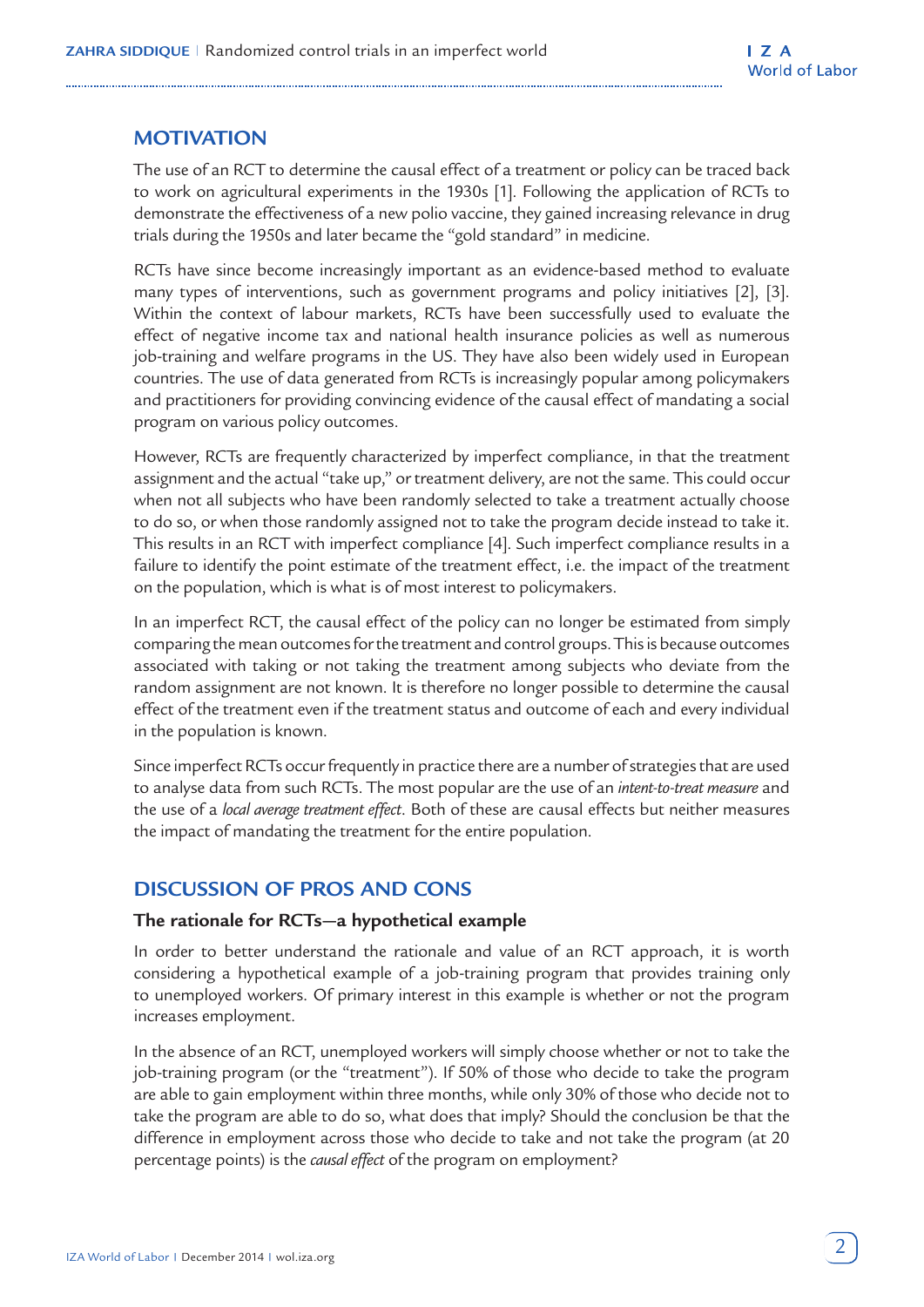## MOTIVATION

The use of an RCT to determine the causal effect of a treatment or policy can be traced back to work on agricultural experiments in the 1930s [1]. Following the application of RCTs to demonstrate the effectiveness of a new polio vaccine, they gained increasing relevance in drug trials during the 1950s and later became the "gold standard" in medicine.

RCTs have since become increasingly important as an evidence-based method to evaluate many types of interventions, such as government programs and policy initiatives [2], [3]. Within the context of labour markets, RCTs have been successfully used to evaluate the effect of negative income tax and national health insurance policies as well as numerous job-training and welfare programs in the US. They have also been widely used in European countries. The use of data generated from RCTs is increasingly popular among policymakers and practitioners for providing convincing evidence of the causal effect of mandating a social program on various policy outcomes.

However, RCTs are frequently characterized by imperfect compliance, in that the treatment assignment and the actual "take up," or treatment delivery, are not the same. This could occur when not all subjects who have been randomly selected to take a treatment actually choose to do so, or when those randomly assigned not to take the program decide instead to take it. This results in an RCT with imperfect compliance [4]. Such imperfect compliance results in a failure to identify the point estimate of the treatment effect, i.e. the impact of the treatment on the population, which is what is of most interest to policymakers.

In an imperfect RCT, the causal effect of the policy can no longer be estimated from simply comparing the mean outcomes for the treatment and control groups. This is because outcomes associated with taking or not taking the treatment among subjects who deviate from the random assignment are not known. It is therefore no longer possible to determine the causal effect of the treatment even if the treatment status and outcome of each and every individual in the population is known.

Since imperfect RCTs occur frequently in practice there are a number of strategies that are used to analyse data from such RCTs. The most popular are the use of an *intent-to-treat measure* and the use of a *local average treatment effect*. Both of these are causal effects but neither measures the impact of mandating the treatment for the entire population.

## DISCUSSION OF PROS AND CONS

### The rationale for RCTs—a hypothetical example

In order to better understand the rationale and value of an RCT approach, it is worth considering a hypothetical example of a job-training program that provides training only to unemployed workers. Of primary interest in this example is whether or not the program increases employment.

In the absence of an RCT, unemployed workers will simply choose whether or not to take the job-training program (or the "treatment"). If 50% of those who decide to take the program are able to gain employment within three months, while only 30% of those who decide not to take the program are able to do so, what does that imply? Should the conclusion be that the difference in employment across those who decide to take and not take the program (at 20 percentage points) is the *causal effect* of the program on employment?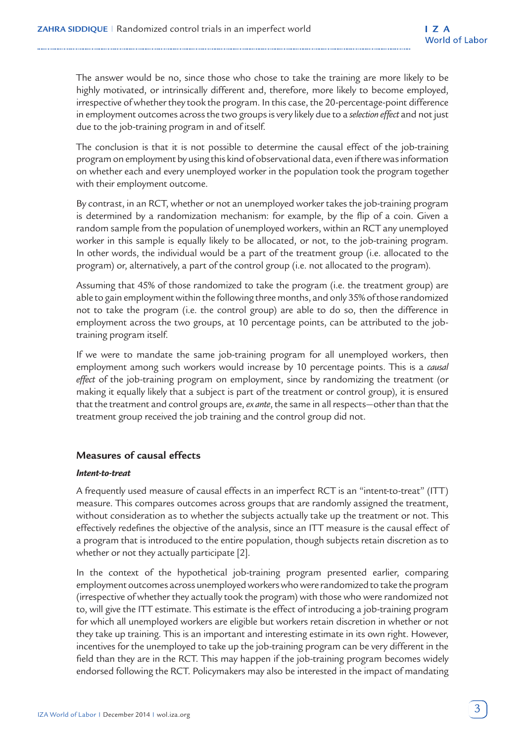The answer would be no, since those who chose to take the training are more likely to be highly motivated, or intrinsically different and, therefore, more likely to become employed, irrespective of whether they took the program. In this case, the 20-percentage-point difference in employment outcomes across the two groups is very likely due to a *selection effect* and not just due to the job-training program in and of itself.

The conclusion is that it is not possible to determine the causal effect of the job-training program on employment by using this kind of observational data, even if there was information on whether each and every unemployed worker in the population took the program together with their employment outcome.

By contrast, in an RCT, whether or not an unemployed worker takes the job-training program is determined by a randomization mechanism: for example, by the flip of a coin. Given a random sample from the population of unemployed workers, within an RCT any unemployed worker in this sample is equally likely to be allocated, or not, to the job-training program. In other words, the individual would be a part of the treatment group (i.e. allocated to the program) or, alternatively, a part of the control group (i.e. not allocated to the program).

Assuming that 45% of those randomized to take the program (i.e. the treatment group) are able to gain employment within the following three months, and only 35% of those randomized not to take the program (i.e. the control group) are able to do so, then the difference in employment across the two groups, at 10 percentage points, can be attributed to the job-training program itself.

If we were to mandate the same job-training program for all unemployed workers, then employment among such workers would increase by 10 percentage points. This is a *causal effect* of the job-training program on employment, since by randomizing the treatment (or making it equally likely that a subject is part of the treatment or control group), it is ensured that the treatment and control groups are, *ex ante*, the same in all respects—other than that the treatment group received the job training and the control group did not.

## Measures of causal effects

### *Intent-to-treat*

A frequently used measure of causal effects in an imperfect RCT is an "intent-to-treat" (ITT) measure. This compares outcomes across groups that are randomly assigned the treatment, without consideration as to whether the subjects actually take up the treatment or not. This effectively redefines the objective of the analysis, since an ITT measure is the causal effect of a program that is introduced to the entire population, though subjects retain discretion as to whether or not they actually participate [2].

In the context of the hypothetical job-training program presented earlier, comparing employment outcomes across unemployed workers who were randomized to take the program (irrespective of whether they actually took the program) with those who were randomized not to, will give the ITT estimate. This estimate is the effect of introducing a job-training program for which all unemployed workers are eligible but workers retain discretion in whether or not they take up training. This is an important and interesting estimate in its own right. However, incentives for the unemployed to take up the job-training program can be very different in the field than they are in the RCT. This may happen if the job-training program becomes widely endorsed following the RCT. Policymakers may also be interested in the impact of mandating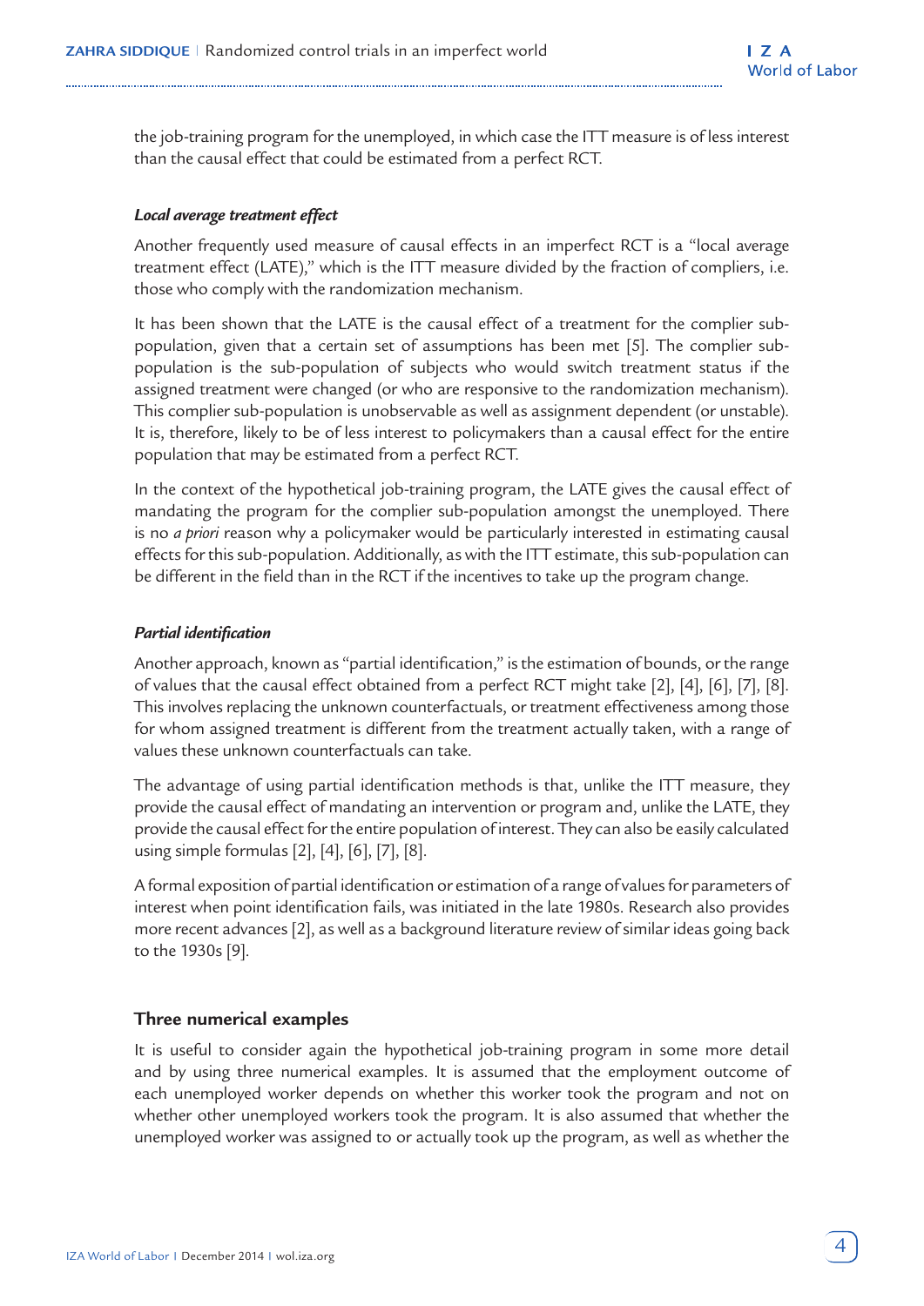the job-training program for the unemployed, in which case the ITT measure is of less interest than the causal effect that could be estimated from a perfect RCT.

#### *Local average treatment effect*

Another frequently used measure of causal effects in an imperfect RCT is a "local average treatment effect (LATE)," which is the ITT measure divided by the fraction of compliers, i.e. those who comply with the randomization mechanism.

It has been shown that the LATE is the causal effect of a treatment for the complier sub-population, given that a certain set of assumptions has been met [5]. The complier sub-population is the sub-population of subjects who would switch treatment status if the assigned treatment were changed (or who are responsive to the randomization mechanism). This complier sub-population is unobservable as well as assignment dependent (or unstable). It is, therefore, likely to be of less interest to policymakers than a causal effect for the entire population that may be estimated from a perfect RCT.

In the context of the hypothetical job-training program, the LATE gives the causal effect of mandating the program for the complier sub-population amongst the unemployed. There is no *a priori* reason why a policymaker would be particularly interested in estimating causal effects for this sub-population. Additionally, as with the ITT estimate, this sub-population can be different in the field than in the RCT if the incentives to take up the program change.

#### *Partial identification*

Another approach, known as "partial identification," is the estimation of bounds, or the range of values that the causal effect obtained from a perfect RCT might take [2], [4], [6], [7], [8]. This involves replacing the unknown counterfactuals, or treatment effectiveness among those for whom assigned treatment is different from the treatment actually taken, with a range of values these unknown counterfactuals can take.

The advantage of using partial identification methods is that, unlike the ITT measure, they provide the causal effect of mandating an intervention or program and, unlike the LATE, they provide the causal effect for the entire population of interest. They can also be easily calculated using simple formulas [2], [4], [6], [7], [8].

A formal exposition of partial identification or estimation of a range of values for parameters of interest when point identification fails, was initiated in the late 1980s. Research also provides more recent advances [2], as well as a background literature review of similar ideas going back to the 1930s [9].

### Three numerical examples

It is useful to consider again the hypothetical job-training program in some more detail and by using three numerical examples. It is assumed that the employment outcome of each unemployed worker depends on whether this worker took the program and not on whether other unemployed workers took the program. It is also assumed that whether the unemployed worker was assigned to or actually took up the program, as well as whether the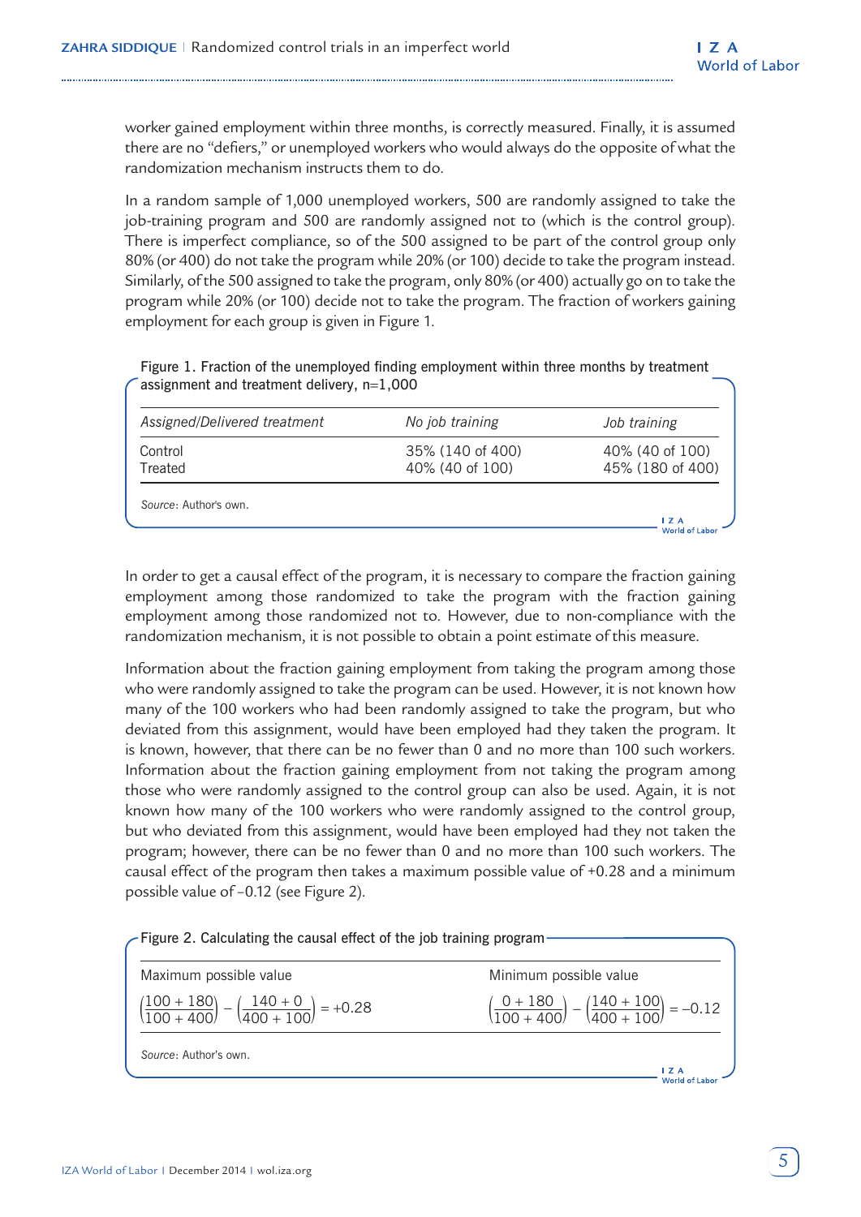worker gained employment within three months, is correctly measured. Finally, it is assumed there are no "defiers," or unemployed workers who would always do the opposite of what the randomization mechanism instructs them to do.

In a random sample of 1,000 unemployed workers, 500 are randomly assigned to take the job-training program and 500 are randomly assigned not to (which is the control group). There is imperfect compliance, so of the 500 assigned to be part of the control group only 80% (or 400) do not take the program while 20% (or 100) decide to take the program instead. Similarly, of the 500 assigned to take the program, only 80% (or 400) actually go on to take the program while 20% (or 100) decide not to take the program. The fraction of workers gaining employment for each group is given in Figure 1.

Figure 1. Fraction of the unemployed finding employment within three months by treatment assignment and treatment delivery, n=1,000

| *Assigned/Delivered treatment* | *No job training* | *Job training* |
|---|---|---|
| Control | 35% (140 of 400) | 40% (40 of 100) |
| Treated | 40% (40 of 100) | 45% (180 of 400) |

*Source*: Author's own.

In order to get a causal effect of the program, it is necessary to compare the fraction gaining employment among those randomized to take the program with the fraction gaining employment among those randomized not to. However, due to non-compliance with the randomization mechanism, it is not possible to obtain a point estimate of this measure.

Information about the fraction gaining employment from taking the program among those who were randomly assigned to take the program can be used. However, it is not known how many of the 100 workers who had been randomly assigned to take the program, but who deviated from this assignment, would have been employed had they taken the program. It is known, however, that there can be no fewer than 0 and no more than 100 such workers. Information about the fraction gaining employment from not taking the program among those who were randomly assigned to the control group can also be used. Again, it is not known how many of the 100 workers who were randomly assigned to the control group, but who deviated from this assignment, would have been employed had they not taken the program; however, there can be no fewer than 0 and no more than 100 such workers. The causal effect of the program then takes a maximum possible value of +0.28 and a minimum possible value of –0.12 (see Figure 2).

Figure 2. Calculating the causal effect of the job training program

| Maximum possible value | Minimum possible value |
|---|---|
| $\left(\frac{100+180}{100+400}\right) - \left(\frac{140+0}{400+100}\right) = +0.28$ | $\left(\frac{0+180}{100+400}\right) - \left(\frac{140+100}{400+100}\right) = -0.12$ |

*Source*: Author's own.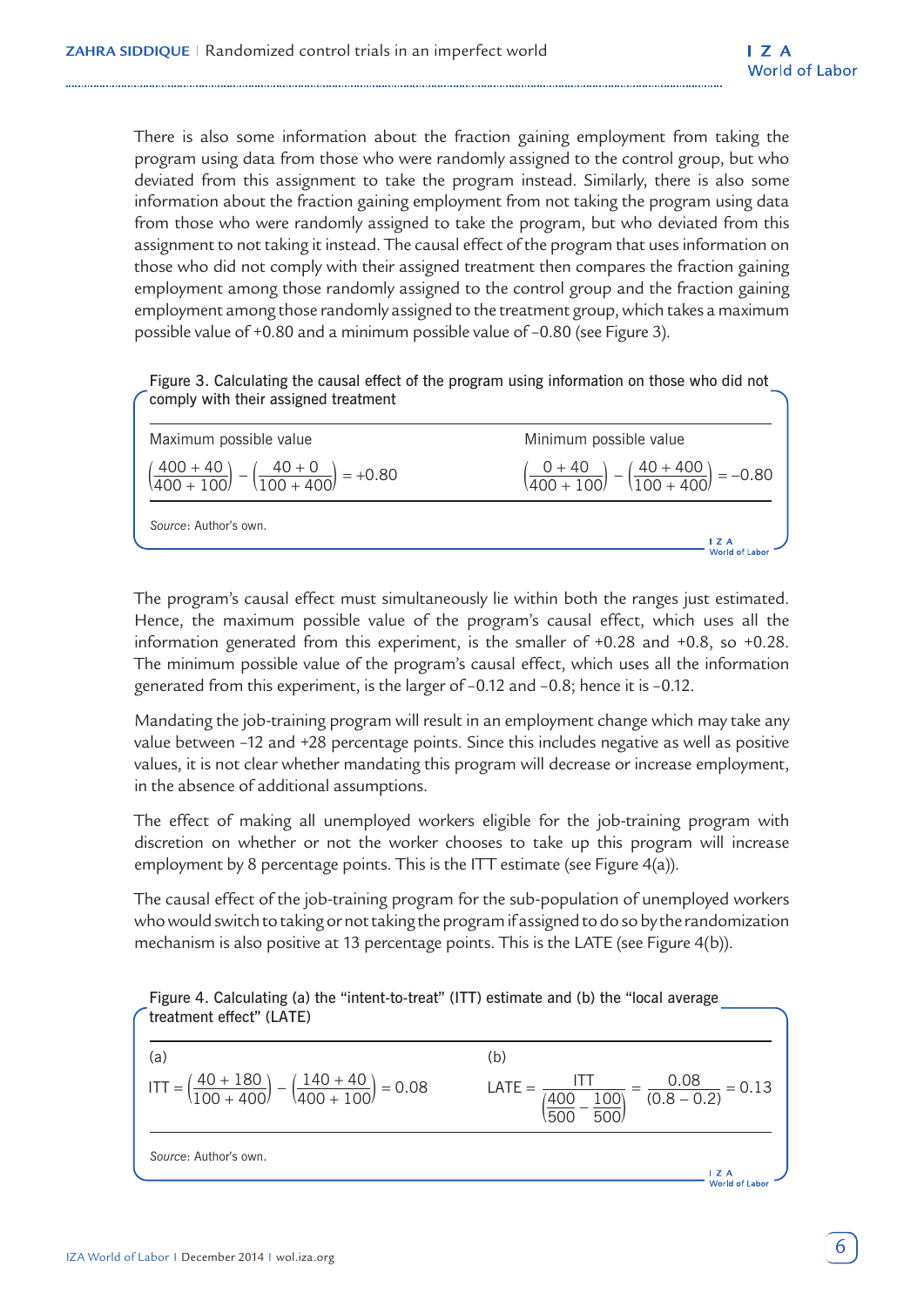There is also some information about the fraction gaining employment from taking the program using data from those who were randomly assigned to the control group, but who deviated from this assignment to take the program instead. Similarly, there is also some information about the fraction gaining employment from not taking the program using data from those who were randomly assigned to take the program, but who deviated from this assignment to not taking it instead. The causal effect of the program that uses information on those who did not comply with their assigned treatment then compares the fraction gaining employment among those randomly assigned to the control group and the fraction gaining employment among those randomly assigned to the treatment group, which takes a maximum possible value of +0.80 and a minimum possible value of –0.80 (see Figure 3).

Figure 3. Calculating the causal effect of the program using information on those who did not comply with their assigned treatment

| Maximum possible value | Minimum possible value |
|---|---|
| $\left(\frac{400+40}{400+100}\right)-\left(\frac{40+0}{100+400}\right)=+0.80$ | $\left(\frac{0+40}{400+100}\right)-\left(\frac{40+400}{100+400}\right)=-0.80$ |

*Source*: Author's own.

The program's causal effect must simultaneously lie within both the ranges just estimated. Hence, the maximum possible value of the program's causal effect, which uses all the information generated from this experiment, is the smaller of +0.28 and +0.8, so +0.28. The minimum possible value of the program's causal effect, which uses all the information generated from this experiment, is the larger of –0.12 and –0.8; hence it is –0.12.

Mandating the job-training program will result in an employment change which may take any value between –12 and +28 percentage points. Since this includes negative as well as positive values, it is not clear whether mandating this program will decrease or increase employment, in the absence of additional assumptions.

The effect of making all unemployed workers eligible for the job-training program with discretion on whether or not the worker chooses to take up this program will increase employment by 8 percentage points. This is the ITT estimate (see Figure 4(a)).

The causal effect of the job-training program for the sub-population of unemployed workers who would switch to taking or not taking the program if assigned to do so by the randomization mechanism is also positive at 13 percentage points. This is the LATE (see Figure 4(b)).

Figure 4. Calculating (a) the "intent-to-treat" (ITT) estimate and (b) the "local average treatment effect" (LATE)

| (a) | (b) |
|---|---|
| $\text{ITT}=\left(\frac{40+180}{100+400}\right)-\left(\frac{140+40}{400+100}\right)=0.08$ | $\text{LATE}=\frac{\text{ITT}}{\left(\frac{400}{500}-\frac{100}{500}\right)}=\frac{0.08}{(0.8-0.2)}=0.13$ |

*Source*: Author's own.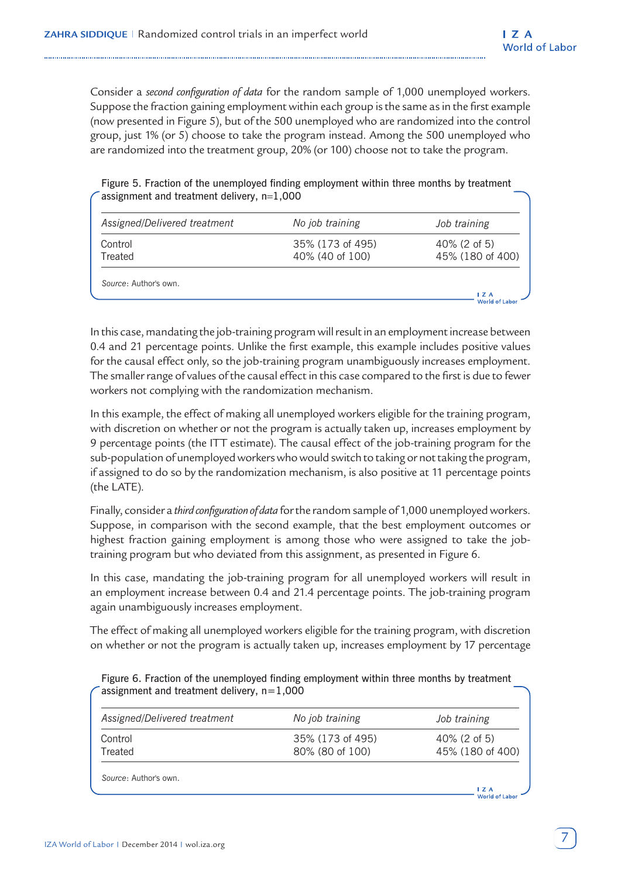Consider a *second configuration of data* for the random sample of 1,000 unemployed workers. Suppose the fraction gaining employment within each group is the same as in the first example (now presented in Figure 5), but of the 500 unemployed who are randomized into the control group, just 1% (or 5) choose to take the program instead. Among the 500 unemployed who are randomized into the treatment group, 20% (or 100) choose not to take the program.

Figure 5. Fraction of the unemployed finding employment within three months by treatment assignment and treatment delivery, n=1,000

| *Assigned/Delivered treatment* | *No job training* | *Job training* |
|---|---|---|
| Control | 35% (173 of 495) | 40% (2 of 5) |
| Treated | 40% (40 of 100) | 45% (180 of 400) |

*Source*: Author's own.

In this case, mandating the job-training program will result in an employment increase between 0.4 and 21 percentage points. Unlike the first example, this example includes positive values for the causal effect only, so the job-training program unambiguously increases employment. The smaller range of values of the causal effect in this case compared to the first is due to fewer workers not complying with the randomization mechanism.

In this example, the effect of making all unemployed workers eligible for the training program, with discretion on whether or not the program is actually taken up, increases employment by 9 percentage points (the ITT estimate). The causal effect of the job-training program for the sub-population of unemployed workers who would switch to taking or not taking the program, if assigned to do so by the randomization mechanism, is also positive at 11 percentage points (the LATE).

Finally, consider a *third configuration of data* for the random sample of 1,000 unemployed workers. Suppose, in comparison with the second example, that the best employment outcomes or highest fraction gaining employment is among those who were assigned to take the job-training program but who deviated from this assignment, as presented in Figure 6.

In this case, mandating the job-training program for all unemployed workers will result in an employment increase between 0.4 and 21.4 percentage points. The job-training program again unambiguously increases employment.

The effect of making all unemployed workers eligible for the training program, with discretion on whether or not the program is actually taken up, increases employment by 17 percentage

Figure 6. Fraction of the unemployed finding employment within three months by treatment assignment and treatment delivery, n=1,000

| *Assigned/Delivered treatment* | *No job training* | *Job training* |
|---|---|---|
| Control | 35% (173 of 495) | 40% (2 of 5) |
| Treated | 80% (80 of 100) | 45% (180 of 400) |

*Source*: Author's own.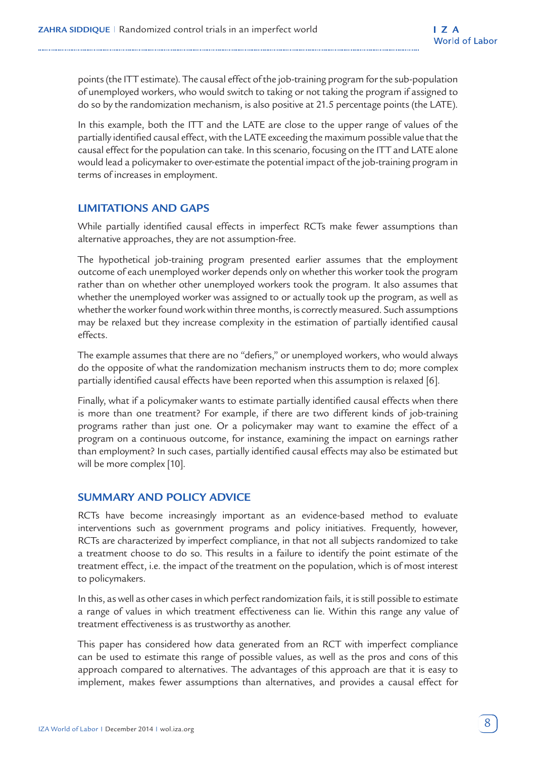points (the ITT estimate). The causal effect of the job-training program for the sub-population of unemployed workers, who would switch to taking or not taking the program if assigned to do so by the randomization mechanism, is also positive at 21.5 percentage points (the LATE).

In this example, both the ITT and the LATE are close to the upper range of values of the partially identified causal effect, with the LATE exceeding the maximum possible value that the causal effect for the population can take. In this scenario, focusing on the ITT and LATE alone would lead a policymaker to over-estimate the potential impact of the job-training program in terms of increases in employment.

## LIMITATIONS AND GAPS

While partially identified causal effects in imperfect RCTs make fewer assumptions than alternative approaches, they are not assumption-free.

The hypothetical job-training program presented earlier assumes that the employment outcome of each unemployed worker depends only on whether this worker took the program rather than on whether other unemployed workers took the program. It also assumes that whether the unemployed worker was assigned to or actually took up the program, as well as whether the worker found work within three months, is correctly measured. Such assumptions may be relaxed but they increase complexity in the estimation of partially identified causal effects.

The example assumes that there are no "defiers," or unemployed workers, who would always do the opposite of what the randomization mechanism instructs them to do; more complex partially identified causal effects have been reported when this assumption is relaxed [6].

Finally, what if a policymaker wants to estimate partially identified causal effects when there is more than one treatment? For example, if there are two different kinds of job-training programs rather than just one. Or a policymaker may want to examine the effect of a program on a continuous outcome, for instance, examining the impact on earnings rather than employment? In such cases, partially identified causal effects may also be estimated but will be more complex [10].

## SUMMARY AND POLICY ADVICE

RCTs have become increasingly important as an evidence-based method to evaluate interventions such as government programs and policy initiatives. Frequently, however, RCTs are characterized by imperfect compliance, in that not all subjects randomized to take a treatment choose to do so. This results in a failure to identify the point estimate of the treatment effect, i.e. the impact of the treatment on the population, which is of most interest to policymakers.

In this, as well as other cases in which perfect randomization fails, it is still possible to estimate a range of values in which treatment effectiveness can lie. Within this range any value of treatment effectiveness is as trustworthy as another.

This paper has considered how data generated from an RCT with imperfect compliance can be used to estimate this range of possible values, as well as the pros and cons of this approach compared to alternatives. The advantages of this approach are that it is easy to implement, makes fewer assumptions than alternatives, and provides a causal effect for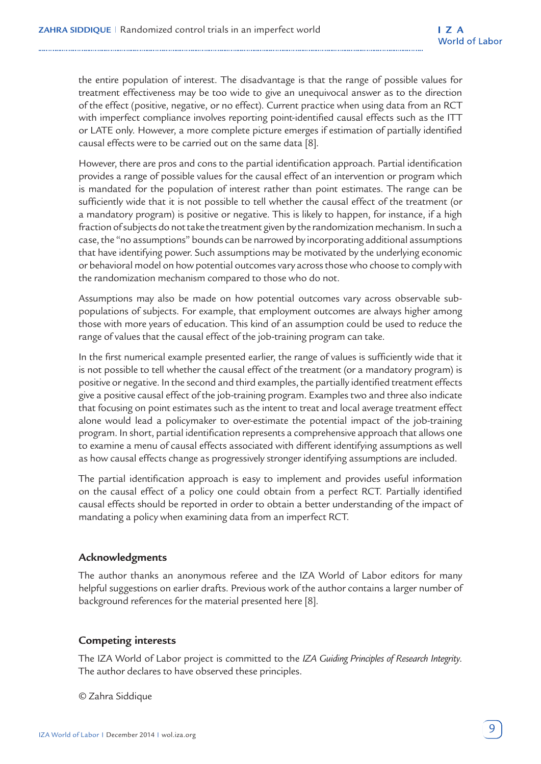the entire population of interest. The disadvantage is that the range of possible values for treatment effectiveness may be too wide to give an unequivocal answer as to the direction of the effect (positive, negative, or no effect). Current practice when using data from an RCT with imperfect compliance involves reporting point-identified causal effects such as the ITT or LATE only. However, a more complete picture emerges if estimation of partially identified causal effects were to be carried out on the same data [8].

However, there are pros and cons to the partial identification approach. Partial identification provides a range of possible values for the causal effect of an intervention or program which is mandated for the population of interest rather than point estimates. The range can be sufficiently wide that it is not possible to tell whether the causal effect of the treatment (or a mandatory program) is positive or negative. This is likely to happen, for instance, if a high fraction of subjects do not take the treatment given by the randomization mechanism. In such a case, the "no assumptions" bounds can be narrowed by incorporating additional assumptions that have identifying power. Such assumptions may be motivated by the underlying economic or behavioral model on how potential outcomes vary across those who choose to comply with the randomization mechanism compared to those who do not.

Assumptions may also be made on how potential outcomes vary across observable sub-populations of subjects. For example, that employment outcomes are always higher among those with more years of education. This kind of an assumption could be used to reduce the range of values that the causal effect of the job-training program can take.

In the first numerical example presented earlier, the range of values is sufficiently wide that it is not possible to tell whether the causal effect of the treatment (or a mandatory program) is positive or negative. In the second and third examples, the partially identified treatment effects give a positive causal effect of the job-training program. Examples two and three also indicate that focusing on point estimates such as the intent to treat and local average treatment effect alone would lead a policymaker to over-estimate the potential impact of the job-training program. In short, partial identification represents a comprehensive approach that allows one to examine a menu of causal effects associated with different identifying assumptions as well as how causal effects change as progressively stronger identifying assumptions are included.

The partial identification approach is easy to implement and provides useful information on the causal effect of a policy one could obtain from a perfect RCT. Partially identified causal effects should be reported in order to obtain a better understanding of the impact of mandating a policy when examining data from an imperfect RCT.

### Acknowledgments

The author thanks an anonymous referee and the IZA World of Labor editors for many helpful suggestions on earlier drafts. Previous work of the author contains a larger number of background references for the material presented here [8].

### Competing interests

The IZA World of Labor project is committed to the *IZA Guiding Principles of Research Integrity*. The author declares to have observed these principles.

© Zahra Siddique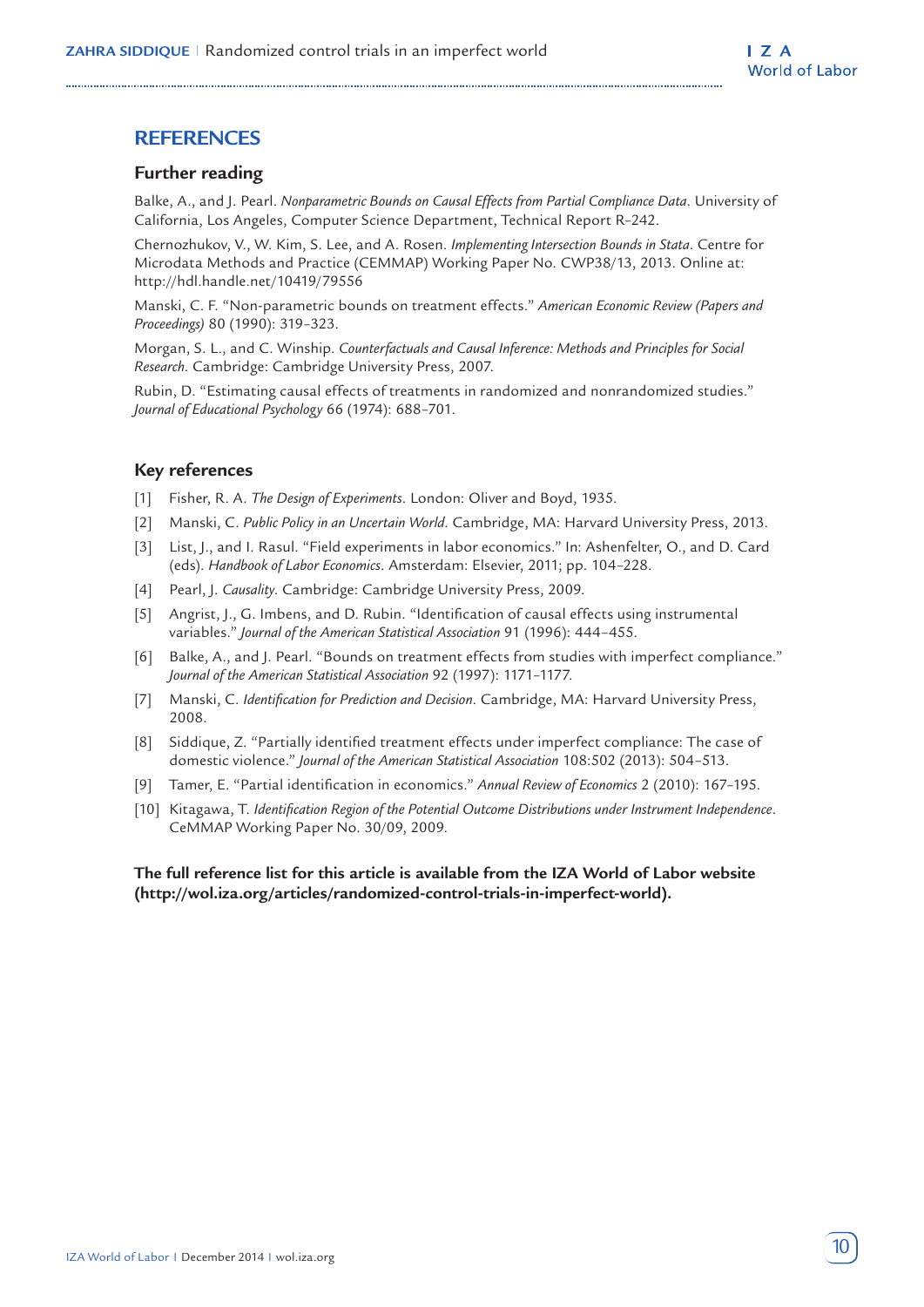## REFERENCES

### Further reading

Balke, A., and J. Pearl. *Nonparametric Bounds on Causal Effects from Partial Compliance Data*. University of California, Los Angeles, Computer Science Department, Technical Report R–242.

Chernozhukov, V., W. Kim, S. Lee, and A. Rosen. *Implementing Intersection Bounds in Stata*. Centre for Microdata Methods and Practice (CEMMAP) Working Paper No. CWP38/13, 2013. Online at: http://hdl.handle.net/10419/79556

Manski, C. F. "Non-parametric bounds on treatment effects." *American Economic Review (Papers and Proceedings)* 80 (1990): 319–323.

Morgan, S. L., and C. Winship. *Counterfactuals and Causal Inference: Methods and Principles for Social Research*. Cambridge: Cambridge University Press, 2007.

Rubin, D. "Estimating causal effects of treatments in randomized and nonrandomized studies." *Journal of Educational Psychology* 66 (1974): 688–701.

### Key references

[1] Fisher, R. A. *The Design of Experiments*. London: Oliver and Boyd, 1935.

[2] Manski, C. *Public Policy in an Uncertain World*. Cambridge, MA: Harvard University Press, 2013.

[3] List, J., and I. Rasul. "Field experiments in labor economics." In: Ashenfelter, O., and D. Card (eds). *Handbook of Labor Economics*. Amsterdam: Elsevier, 2011; pp. 104–228.

[4] Pearl, J. *Causality*. Cambridge: Cambridge University Press, 2009.

[5] Angrist, J., G. Imbens, and D. Rubin. "Identification of causal effects using instrumental variables." *Journal of the American Statistical Association* 91 (1996): 444–455.

[6] Balke, A., and J. Pearl. "Bounds on treatment effects from studies with imperfect compliance." *Journal of the American Statistical Association* 92 (1997): 1171–1177.

[7] Manski, C. *Identification for Prediction and Decision*. Cambridge, MA: Harvard University Press, 2008.

[8] Siddique, Z. "Partially identified treatment effects under imperfect compliance: The case of domestic violence." *Journal of the American Statistical Association* 108:502 (2013): 504–513.

[9] Tamer, E. "Partial identification in economics." *Annual Review of Economics* 2 (2010): 167–195.

[10] Kitagawa, T. *Identification Region of the Potential Outcome Distributions under Instrument Independence*. CeMMAP Working Paper No. 30/09, 2009.

**The full reference list for this article is available from the IZA World of Labor website (http://wol.iza.org/articles/randomized-control-trials-in-imperfect-world).**